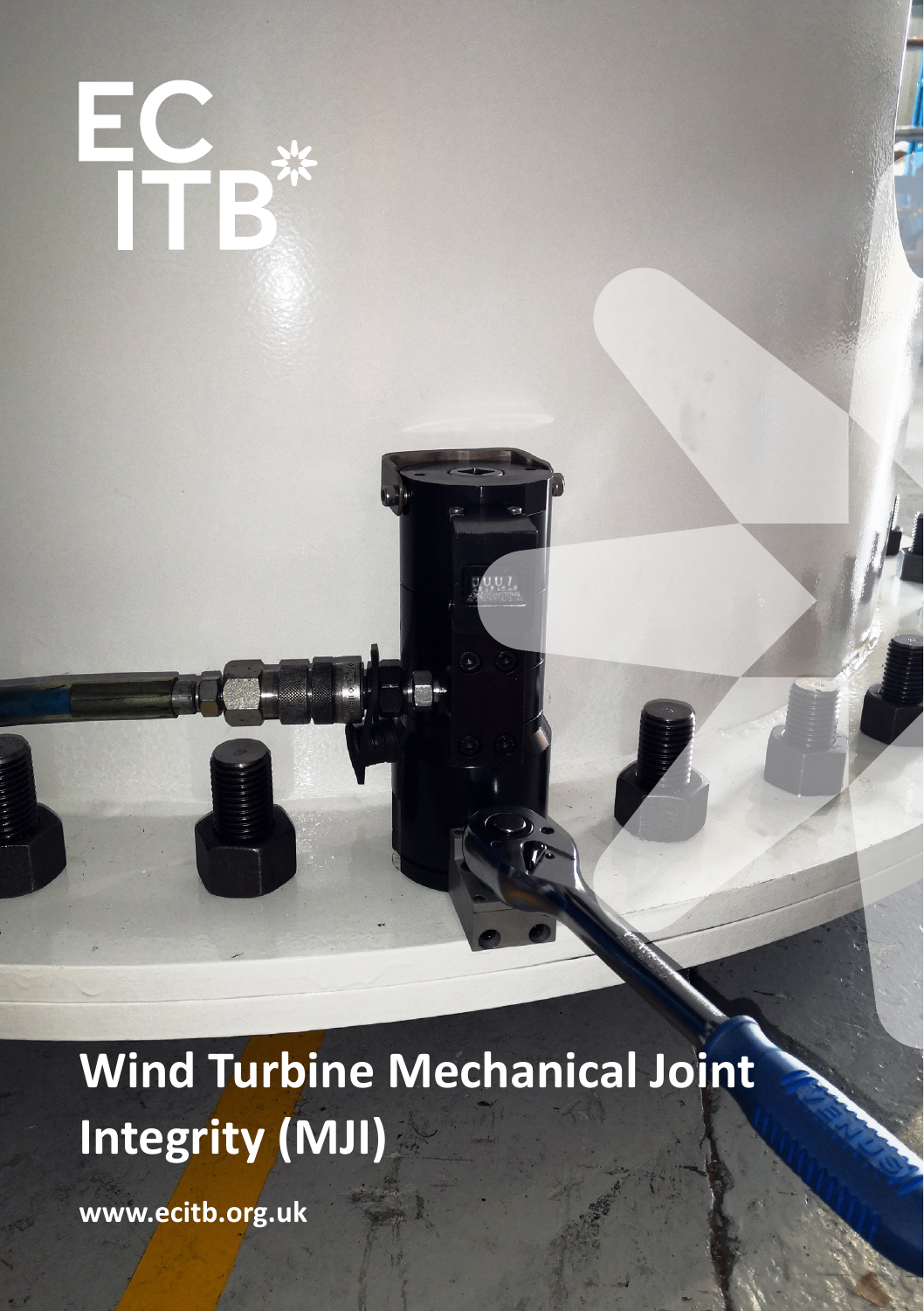ECITB

# Wind Turbine Mechanical Joint Integrity (MJI)

**www.ecitb.org.uk**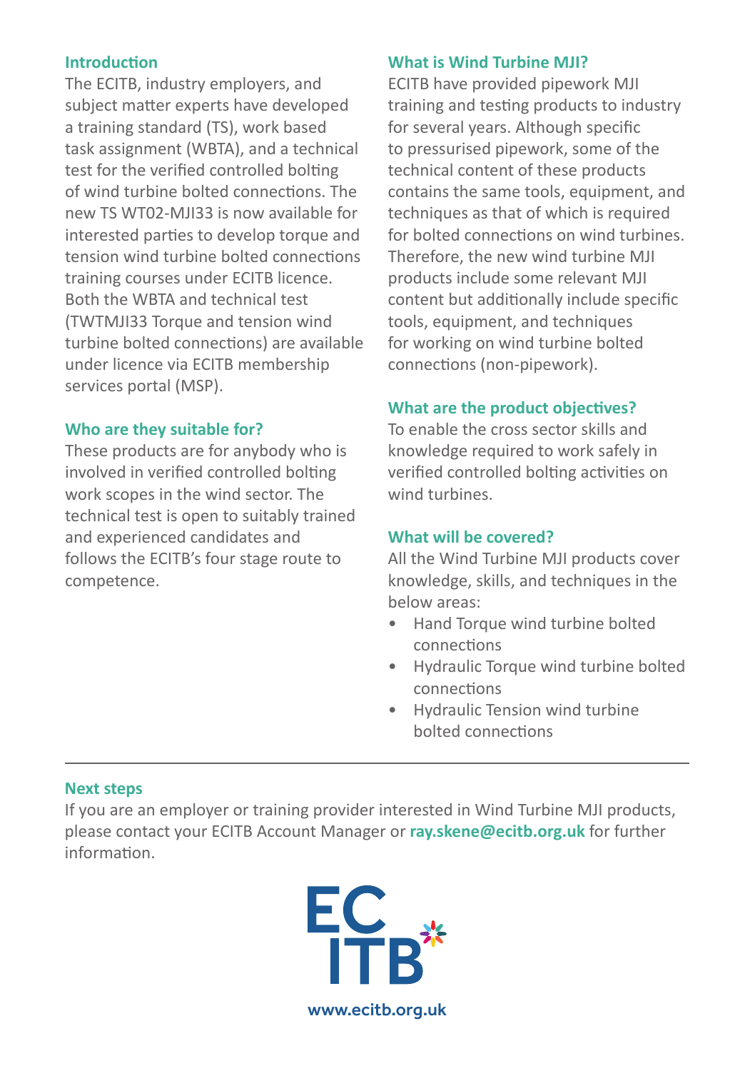## Introduction

The ECITB, industry employers, and subject matter experts have developed a training standard (TS), work based task assignment (WBTA), and a technical test for the verified controlled bolting of wind turbine bolted connections. The new TS WT02-MJI33 is now available for interested parties to develop torque and tension wind turbine bolted connections training courses under ECITB licence. Both the WBTA and technical test (TWTMJI33 Torque and tension wind turbine bolted connections) are available under licence via ECITB membership services portal (MSP).

## Who are they suitable for?

These products are for anybody who is involved in verified controlled bolting work scopes in the wind sector. The technical test is open to suitably trained and experienced candidates and follows the ECITB's four stage route to competence.

## What is Wind Turbine MJI?

ECITB have provided pipework MJI training and testing products to industry for several years. Although specific to pressurised pipework, some of the technical content of these products contains the same tools, equipment, and techniques as that of which is required for bolted connections on wind turbines. Therefore, the new wind turbine MJI products include some relevant MJI content but additionally include specific tools, equipment, and techniques for working on wind turbine bolted connections (non-pipework).

## What are the product objectives?

To enable the cross sector skills and knowledge required to work safely in verified controlled bolting activities on wind turbines.

## What will be covered?

All the Wind Turbine MJI products cover knowledge, skills, and techniques in the below areas:

- Hand Torque wind turbine bolted connections
- Hydraulic Torque wind turbine bolted connections
- Hydraulic Tension wind turbine bolted connections

---

## Next steps

If you are an employer or training provider interested in Wind Turbine MJI products, please contact your ECITB Account Manager or **ray.skene@ecitb.org.uk** for further information.

ECITB

www.ecitb.org.uk